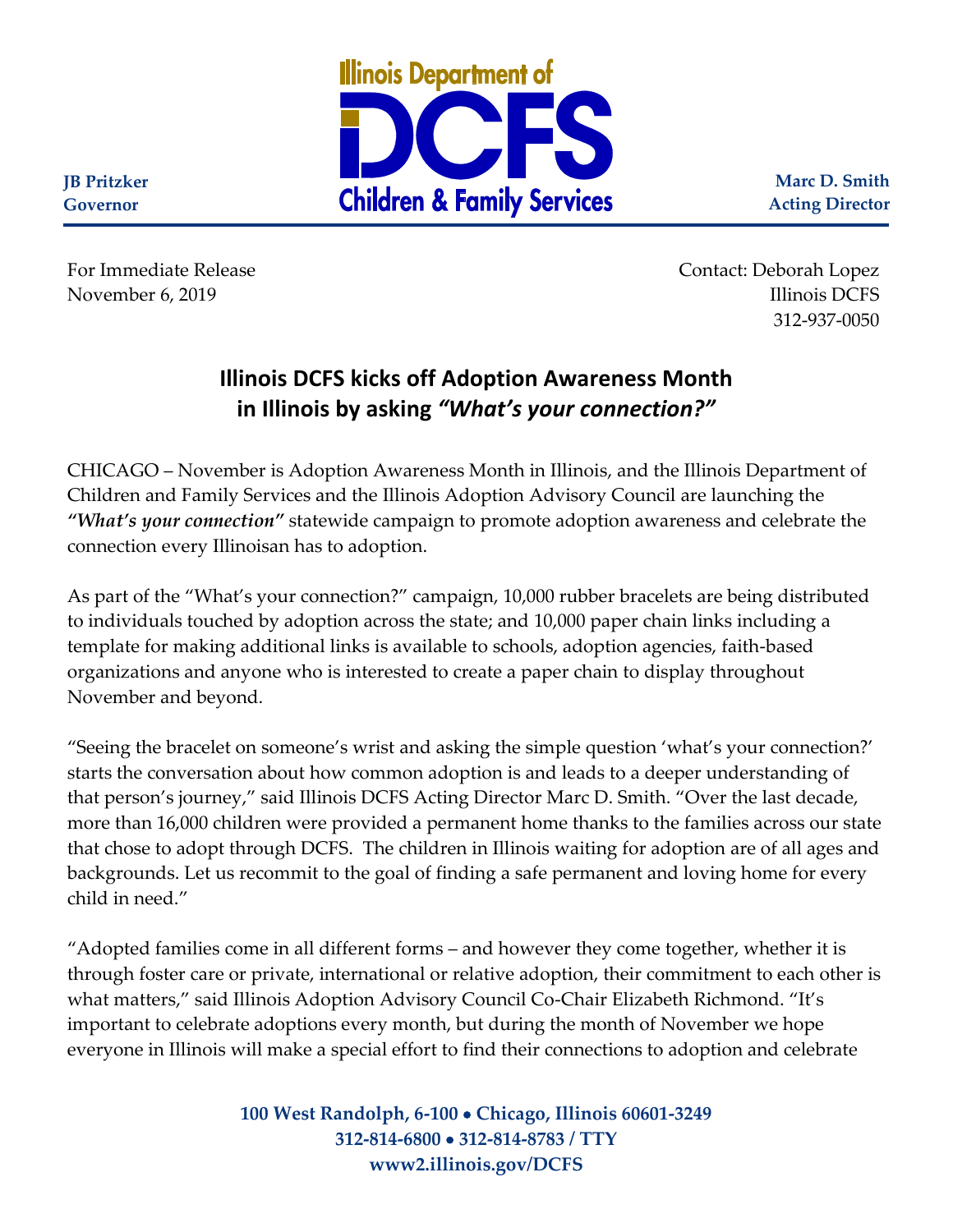Illinois Department of DCFS Children & Family Services

**JB Pritzker**
**Governor**

**Marc D. Smith**
**Acting Director**

For Immediate Release
November 6, 2019

Contact: Deborah Lopez
Illinois DCFS
312-937-0050

# Illinois DCFS kicks off Adoption Awareness Month in Illinois by asking *"What's your connection?"*

CHICAGO – November is Adoption Awareness Month in Illinois, and the Illinois Department of Children and Family Services and the Illinois Adoption Advisory Council are launching the ***"What's your connection"*** statewide campaign to promote adoption awareness and celebrate the connection every Illinoisan has to adoption.

As part of the "What's your connection?" campaign, 10,000 rubber bracelets are being distributed to individuals touched by adoption across the state; and 10,000 paper chain links including a template for making additional links is available to schools, adoption agencies, faith-based organizations and anyone who is interested to create a paper chain to display throughout November and beyond.

"Seeing the bracelet on someone's wrist and asking the simple question 'what's your connection?' starts the conversation about how common adoption is and leads to a deeper understanding of that person's journey," said Illinois DCFS Acting Director Marc D. Smith. "Over the last decade, more than 16,000 children were provided a permanent home thanks to the families across our state that chose to adopt through DCFS. The children in Illinois waiting for adoption are of all ages and backgrounds. Let us recommit to the goal of finding a safe permanent and loving home for every child in need."

"Adopted families come in all different forms – and however they come together, whether it is through foster care or private, international or relative adoption, their commitment to each other is what matters," said Illinois Adoption Advisory Council Co-Chair Elizabeth Richmond. "It's important to celebrate adoptions every month, but during the month of November we hope everyone in Illinois will make a special effort to find their connections to adoption and celebrate

**100 West Randolph, 6-100 • Chicago, Illinois 60601-3249**
**312-814-6800 • 312-814-8783 / TTY**
**www2.illinois.gov/DCFS**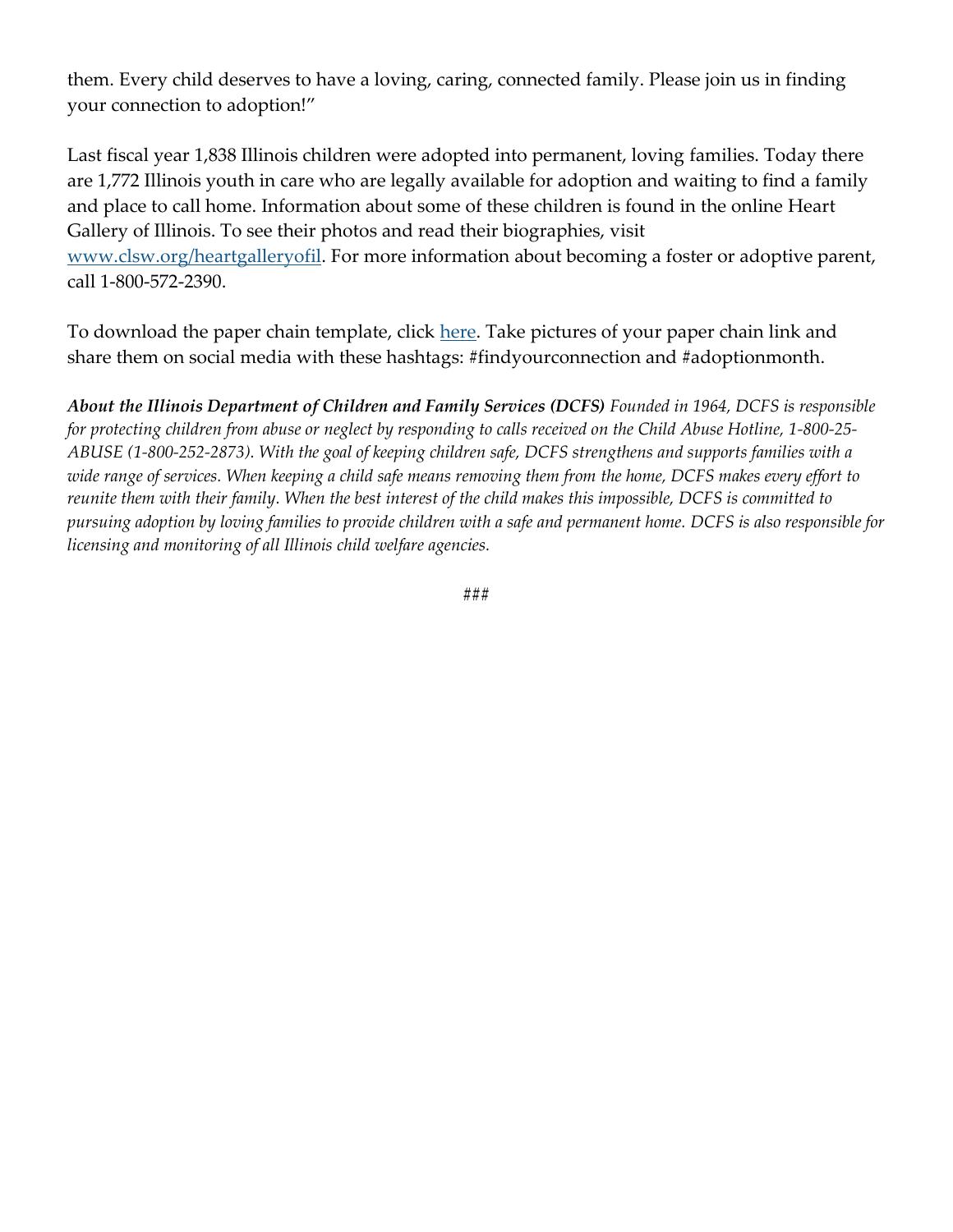them. Every child deserves to have a loving, caring, connected family. Please join us in finding your connection to adoption!"

Last fiscal year 1,838 Illinois children were adopted into permanent, loving families. Today there are 1,772 Illinois youth in care who are legally available for adoption and waiting to find a family and place to call home. Information about some of these children is found in the online Heart Gallery of Illinois. To see their photos and read their biographies, visit www.clsw.org/heartgalleryofil. For more information about becoming a foster or adoptive parent, call 1-800-572-2390.

To download the paper chain template, click here. Take pictures of your paper chain link and share them on social media with these hashtags: #findyourconnection and #adoptionmonth.

***About the Illinois Department of Children and Family Services (DCFS)*** *Founded in 1964, DCFS is responsible for protecting children from abuse or neglect by responding to calls received on the Child Abuse Hotline, 1-800-25-ABUSE (1-800-252-2873). With the goal of keeping children safe, DCFS strengthens and supports families with a wide range of services. When keeping a child safe means removing them from the home, DCFS makes every effort to reunite them with their family. When the best interest of the child makes this impossible, DCFS is committed to pursuing adoption by loving families to provide children with a safe and permanent home. DCFS is also responsible for licensing and monitoring of all Illinois child welfare agencies.*

###